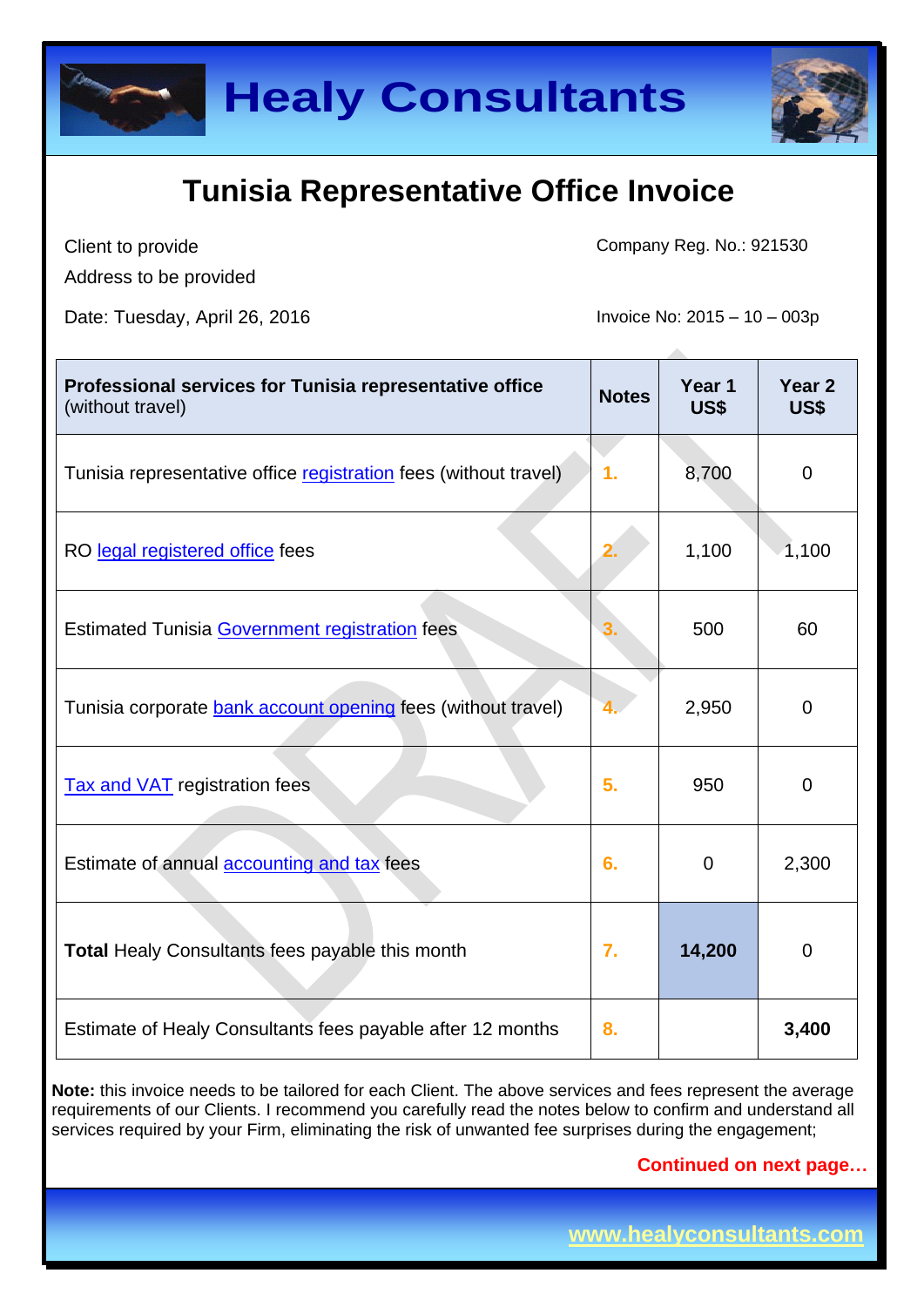# Healy Consultants

## Tunisia Representative Office Invoice

Client to provide
Address to be provided

Company Reg. No.: 921530

Date: Tuesday, April 26, 2016

Invoice No: 2015 – 10 – 003p

| **Professional services for Tunisia representative office** (without travel) | **Notes** | **Year 1 US$** | **Year 2 US$** |
|---|---|---|---|
| Tunisia representative office registration fees (without travel) | 1. | 8,700 | 0 |
| RO legal registered office fees | 2. | 1,100 | 1,100 |
| Estimated Tunisia Government registration fees | 3. | 500 | 60 |
| Tunisia corporate bank account opening fees (without travel) | 4. | 2,950 | 0 |
| Tax and VAT registration fees | 5. | 950 | 0 |
| Estimate of annual accounting and tax fees | 6. | 0 | 2,300 |
| **Total** Healy Consultants fees payable this month | 7. | **14,200** | 0 |
| Estimate of Healy Consultants fees payable after 12 months | 8. | | **3,400** |

**Note:** this invoice needs to be tailored for each Client. The above services and fees represent the average requirements of our Clients. I recommend you carefully read the notes below to confirm and understand all services required by your Firm, eliminating the risk of unwanted fee surprises during the engagement;

**Continued on next page…**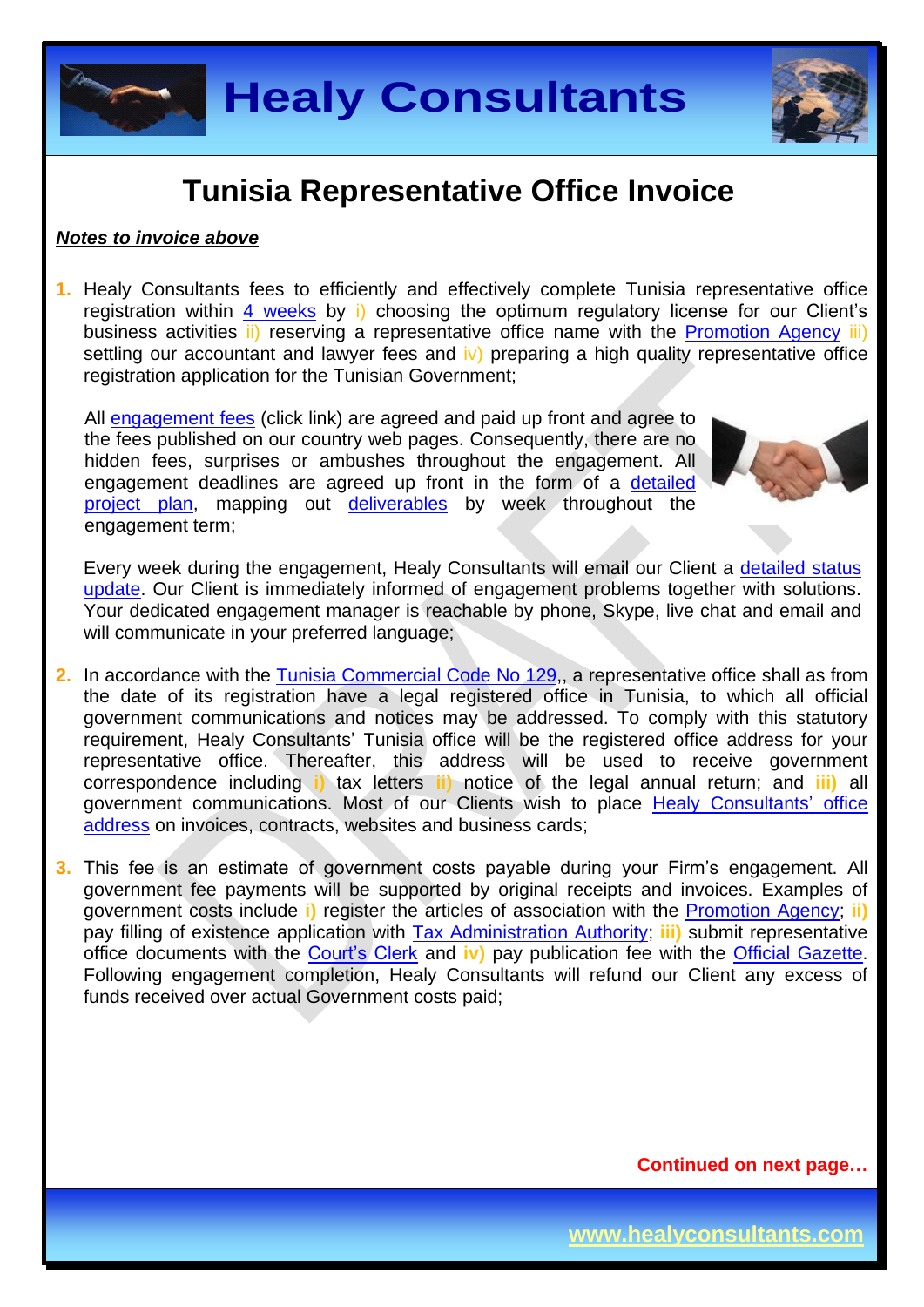# Tunisia Representative Office Invoice

***Notes to invoice above***

1. Healy Consultants fees to efficiently and effectively complete Tunisia representative office registration within 4 weeks by i) choosing the optimum regulatory license for our Client's business activities ii) reserving a representative office name with the Promotion Agency iii) settling our accountant and lawyer fees and iv) preparing a high quality representative office registration application for the Tunisian Government;

   All engagement fees (click link) are agreed and paid up front and agree to the fees published on our country web pages. Consequently, there are no hidden fees, surprises or ambushes throughout the engagement. All engagement deadlines are agreed up front in the form of a detailed project plan, mapping out deliverables by week throughout the engagement term;

   Every week during the engagement, Healy Consultants will email our Client a detailed status update. Our Client is immediately informed of engagement problems together with solutions. Your dedicated engagement manager is reachable by phone, Skype, live chat and email and will communicate in your preferred language;

2. In accordance with the Tunisia Commercial Code No 129,, a representative office shall as from the date of its registration have a legal registered office in Tunisia, to which all official government communications and notices may be addressed. To comply with this statutory requirement, Healy Consultants' Tunisia office will be the registered office address for your representative office. Thereafter, this address will be used to receive government correspondence including **i)** tax letters **ii)** notice of the legal annual return; and **iii)** all government communications. Most of our Clients wish to place Healy Consultants' office address on invoices, contracts, websites and business cards;

3. This fee is an estimate of government costs payable during your Firm's engagement. All government fee payments will be supported by original receipts and invoices. Examples of government costs include **i)** register the articles of association with the Promotion Agency; **ii)** pay filling of existence application with Tax Administration Authority; **iii)** submit representative office documents with the Court's Clerk and **iv)** pay publication fee with the Official Gazette. Following engagement completion, Healy Consultants will refund our Client any excess of funds received over actual Government costs paid;

**Continued on next page…**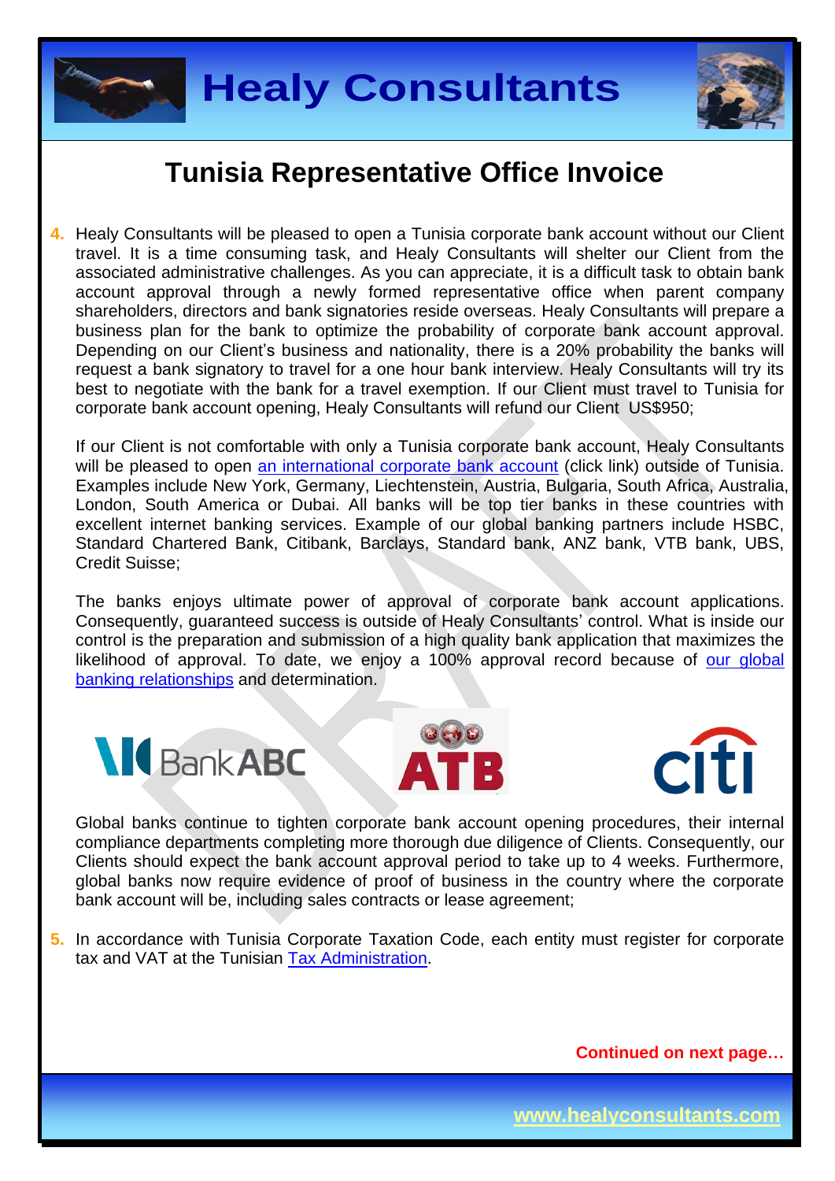# Tunisia Representative Office Invoice

4. Healy Consultants will be pleased to open a Tunisia corporate bank account without our Client travel. It is a time consuming task, and Healy Consultants will shelter our Client from the associated administrative challenges. As you can appreciate, it is a difficult task to obtain bank account approval through a newly formed representative office when parent company shareholders, directors and bank signatories reside overseas. Healy Consultants will prepare a business plan for the bank to optimize the probability of corporate bank account approval. Depending on our Client's business and nationality, there is a 20% probability the banks will request a bank signatory to travel for a one hour bank interview. Healy Consultants will try its best to negotiate with the bank for a travel exemption. If our Client must travel to Tunisia for corporate bank account opening, Healy Consultants will refund our Client US$950;

   If our Client is not comfortable with only a Tunisia corporate bank account, Healy Consultants will be pleased to open [an international corporate bank account]() (click link) outside of Tunisia. Examples include New York, Germany, Liechtenstein, Austria, Bulgaria, South Africa, Australia, London, South America or Dubai. All banks will be top tier banks in these countries with excellent internet banking services. Example of our global banking partners include HSBC, Standard Chartered Bank, Citibank, Barclays, Standard bank, ANZ bank, VTB bank, UBS, Credit Suisse;

   The banks enjoys ultimate power of approval of corporate bank account applications. Consequently, guaranteed success is outside of Healy Consultants' control. What is inside our control is the preparation and submission of a high quality bank application that maximizes the likelihood of approval. To date, we enjoy a 100% approval record because of [our global banking relationships]() and determination.

   Global banks continue to tighten corporate bank account opening procedures, their internal compliance departments completing more thorough due diligence of Clients. Consequently, our Clients should expect the bank account approval period to take up to 4 weeks. Furthermore, global banks now require evidence of proof of business in the country where the corporate bank account will be, including sales contracts or lease agreement;

5. In accordance with Tunisia Corporate Taxation Code, each entity must register for corporate tax and VAT at the Tunisian [Tax Administration]().

**Continued on next page…**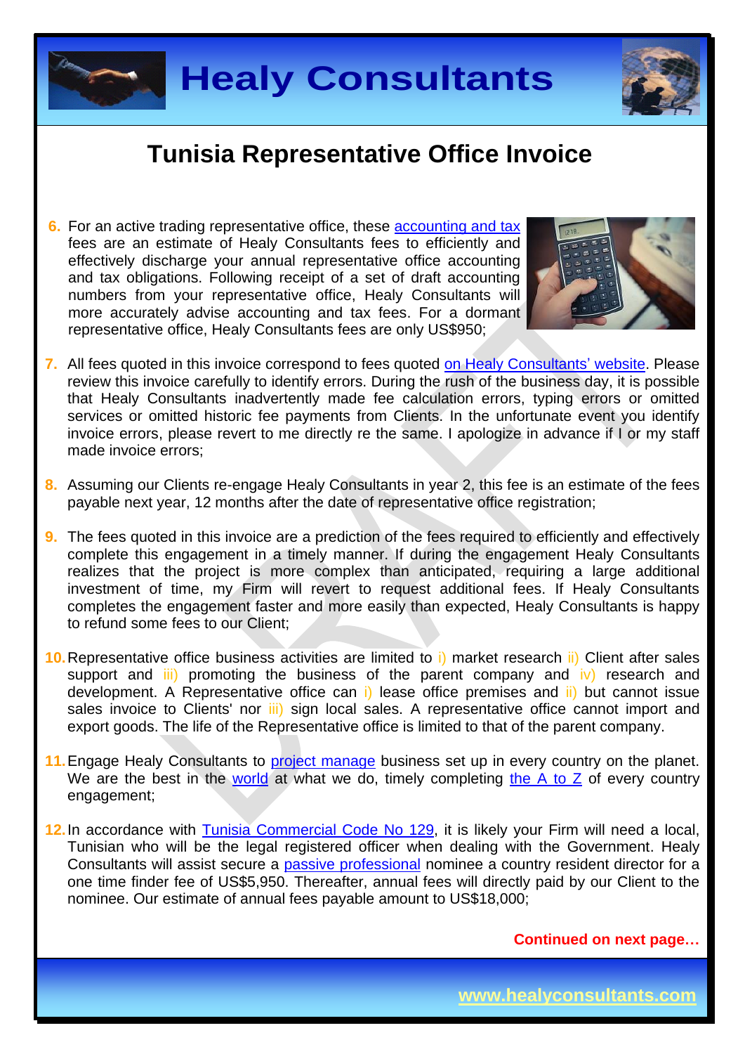## Tunisia Representative Office Invoice

6. For an active trading representative office, these accounting and tax fees are an estimate of Healy Consultants fees to efficiently and effectively discharge your annual representative office accounting and tax obligations. Following receipt of a set of draft accounting numbers from your representative office, Healy Consultants will more accurately advise accounting and tax fees. For a dormant representative office, Healy Consultants fees are only US$950;

7. All fees quoted in this invoice correspond to fees quoted on Healy Consultants' website. Please review this invoice carefully to identify errors. During the rush of the business day, it is possible that Healy Consultants inadvertently made fee calculation errors, typing errors or omitted services or omitted historic fee payments from Clients. In the unfortunate event you identify invoice errors, please revert to me directly re the same. I apologize in advance if I or my staff made invoice errors;

8. Assuming our Clients re-engage Healy Consultants in year 2, this fee is an estimate of the fees payable next year, 12 months after the date of representative office registration;

9. The fees quoted in this invoice are a prediction of the fees required to efficiently and effectively complete this engagement in a timely manner. If during the engagement Healy Consultants realizes that the project is more complex than anticipated, requiring a large additional investment of time, my Firm will revert to request additional fees. If Healy Consultants completes the engagement faster and more easily than expected, Healy Consultants is happy to refund some fees to our Client;

10. Representative office business activities are limited to i) market research ii) Client after sales support and iii) promoting the business of the parent company and iv) research and development. A Representative office can i) lease office premises and ii) but cannot issue sales invoice to Clients' nor iii) sign local sales. A representative office cannot import and export goods. The life of the Representative office is limited to that of the parent company.

11. Engage Healy Consultants to project manage business set up in every country on the planet. We are the best in the world at what we do, timely completing the A to Z of every country engagement;

12. In accordance with Tunisia Commercial Code No 129, it is likely your Firm will need a local, Tunisian who will be the legal registered officer when dealing with the Government. Healy Consultants will assist secure a passive professional nominee a country resident director for a one time finder fee of US$5,950. Thereafter, annual fees will directly paid by our Client to the nominee. Our estimate of annual fees payable amount to US$18,000;

**Continued on next page…**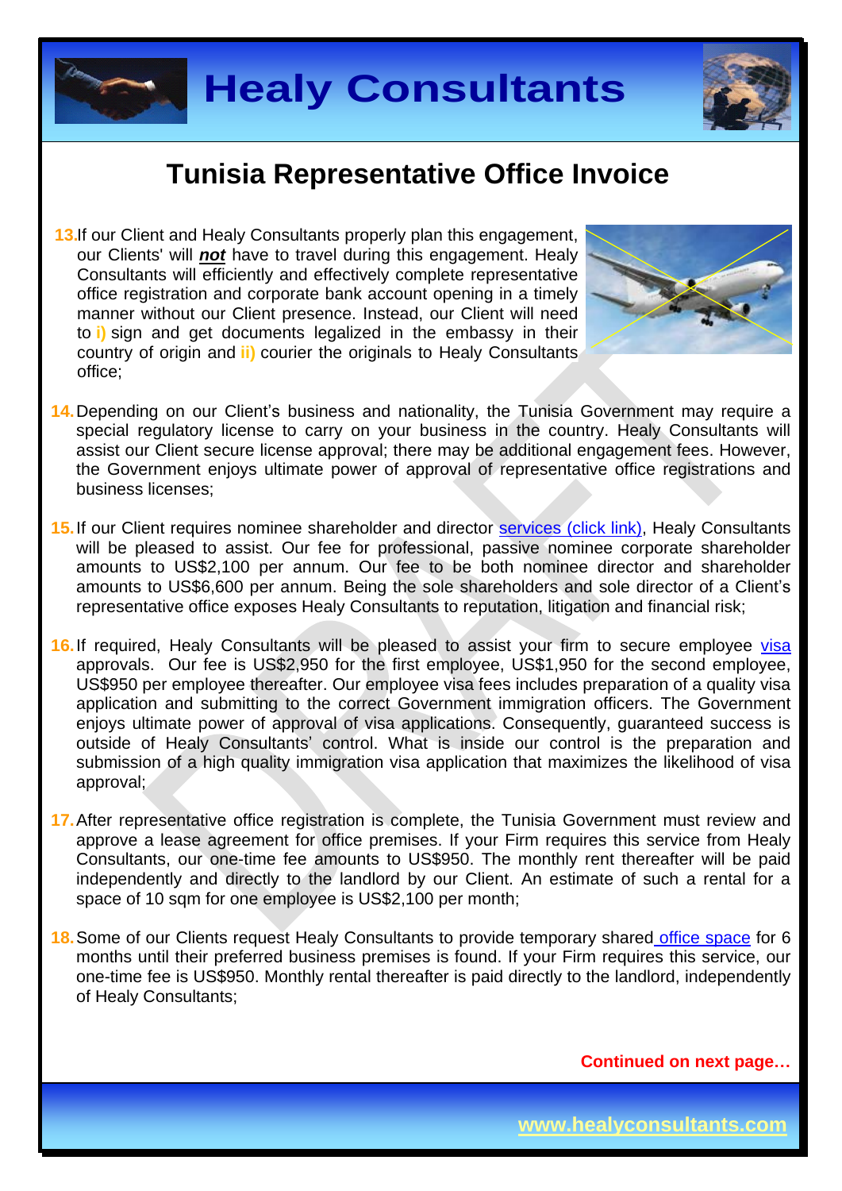# Tunisia Representative Office Invoice

13. If our Client and Healy Consultants properly plan this engagement, our Clients' will ***not*** have to travel during this engagement. Healy Consultants will efficiently and effectively complete representative office registration and corporate bank account opening in a timely manner without our Client presence. Instead, our Client will need to **i)** sign and get documents legalized in the embassy in their country of origin and **ii)** courier the originals to Healy Consultants office;

14. Depending on our Client's business and nationality, the Tunisia Government may require a special regulatory license to carry on your business in the country. Healy Consultants will assist our Client secure license approval; there may be additional engagement fees. However, the Government enjoys ultimate power of approval of representative office registrations and business licenses;

15. If our Client requires nominee shareholder and director services (click link), Healy Consultants will be pleased to assist. Our fee for professional, passive nominee corporate shareholder amounts to US$2,100 per annum. Our fee to be both nominee director and shareholder amounts to US$6,600 per annum. Being the sole shareholders and sole director of a Client's representative office exposes Healy Consultants to reputation, litigation and financial risk;

16. If required, Healy Consultants will be pleased to assist your firm to secure employee visa approvals. Our fee is US$2,950 for the first employee, US$1,950 for the second employee, US$950 per employee thereafter. Our employee visa fees includes preparation of a quality visa application and submitting to the correct Government immigration officers. The Government enjoys ultimate power of approval of visa applications. Consequently, guaranteed success is outside of Healy Consultants' control. What is inside our control is the preparation and submission of a high quality immigration visa application that maximizes the likelihood of visa approval;

17. After representative office registration is complete, the Tunisia Government must review and approve a lease agreement for office premises. If your Firm requires this service from Healy Consultants, our one-time fee amounts to US$950. The monthly rent thereafter will be paid independently and directly to the landlord by our Client. An estimate of such a rental for a space of 10 sqm for one employee is US$2,100 per month;

18. Some of our Clients request Healy Consultants to provide temporary shared office space for 6 months until their preferred business premises is found. If your Firm requires this service, our one-time fee is US$950. Monthly rental thereafter is paid directly to the landlord, independently of Healy Consultants;

**Continued on next page…**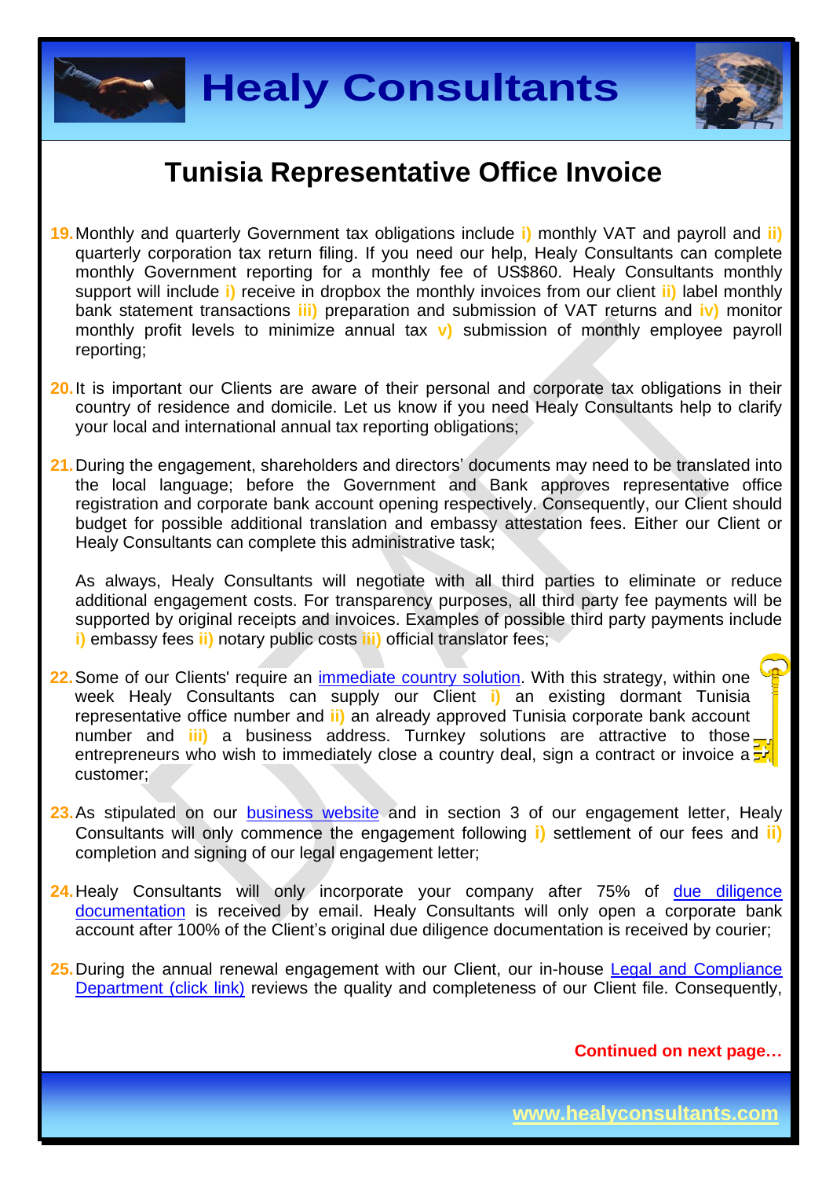# Tunisia Representative Office Invoice

19. Monthly and quarterly Government tax obligations include **i)** monthly VAT and payroll and **ii)** quarterly corporation tax return filing. If you need our help, Healy Consultants can complete monthly Government reporting for a monthly fee of US$860. Healy Consultants monthly support will include **i)** receive in dropbox the monthly invoices from our client **ii)** label monthly bank statement transactions **iii)** preparation and submission of VAT returns and **iv)** monitor monthly profit levels to minimize annual tax **v)** submission of monthly employee payroll reporting;

20. It is important our Clients are aware of their personal and corporate tax obligations in their country of residence and domicile. Let us know if you need Healy Consultants help to clarify your local and international annual tax reporting obligations;

21. During the engagement, shareholders and directors' documents may need to be translated into the local language; before the Government and Bank approves representative office registration and corporate bank account opening respectively. Consequently, our Client should budget for possible additional translation and embassy attestation fees. Either our Client or Healy Consultants can complete this administrative task;

    As always, Healy Consultants will negotiate with all third parties to eliminate or reduce additional engagement costs. For transparency purposes, all third party fee payments will be supported by original receipts and invoices. Examples of possible third party payments include **i)** embassy fees **ii)** notary public costs **iii)** official translator fees;

22. Some of our Clients' require an immediate country solution. With this strategy, within one week Healy Consultants can supply our Client **i)** an existing dormant Tunisia representative office number and **ii)** an already approved Tunisia corporate bank account number and **iii)** a business address. Turnkey solutions are attractive to those entrepreneurs who wish to immediately close a country deal, sign a contract or invoice a customer;

23. As stipulated on our business website and in section 3 of our engagement letter, Healy Consultants will only commence the engagement following **i)** settlement of our fees and **ii)** completion and signing of our legal engagement letter;

24. Healy Consultants will only incorporate your company after 75% of due diligence documentation is received by email. Healy Consultants will only open a corporate bank account after 100% of the Client's original due diligence documentation is received by courier;

25. During the annual renewal engagement with our Client, our in-house Legal and Compliance Department (click link) reviews the quality and completeness of our Client file. Consequently,

**Continued on next page…**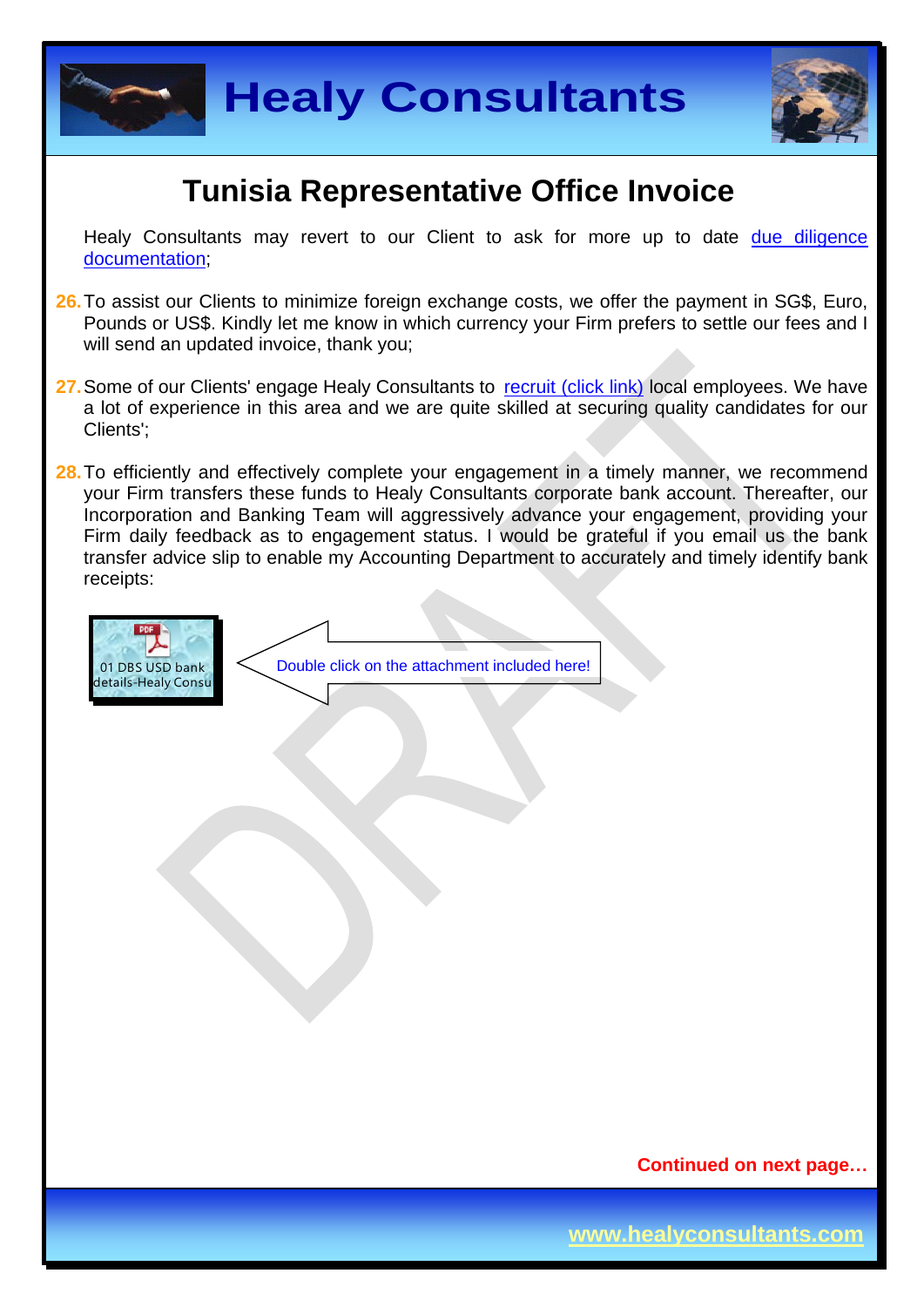# Tunisia Representative Office Invoice

Healy Consultants may revert to our Client to ask for more up to date due diligence documentation;

26. To assist our Clients to minimize foreign exchange costs, we offer the payment in SG$, Euro, Pounds or US$. Kindly let me know in which currency your Firm prefers to settle our fees and I will send an updated invoice, thank you;

27. Some of our Clients' engage Healy Consultants to recruit (click link) local employees. We have a lot of experience in this area and we are quite skilled at securing quality candidates for our Clients';

28. To efficiently and effectively complete your engagement in a timely manner, we recommend your Firm transfers these funds to Healy Consultants corporate bank account. Thereafter, our Incorporation and Banking Team will aggressively advance your engagement, providing your Firm daily feedback as to engagement status. I would be grateful if you email us the bank transfer advice slip to enable my Accounting Department to accurately and timely identify bank receipts:

01 DBS USD bank details-Healy Consu

Double click on the attachment included here!

**Continued on next page…**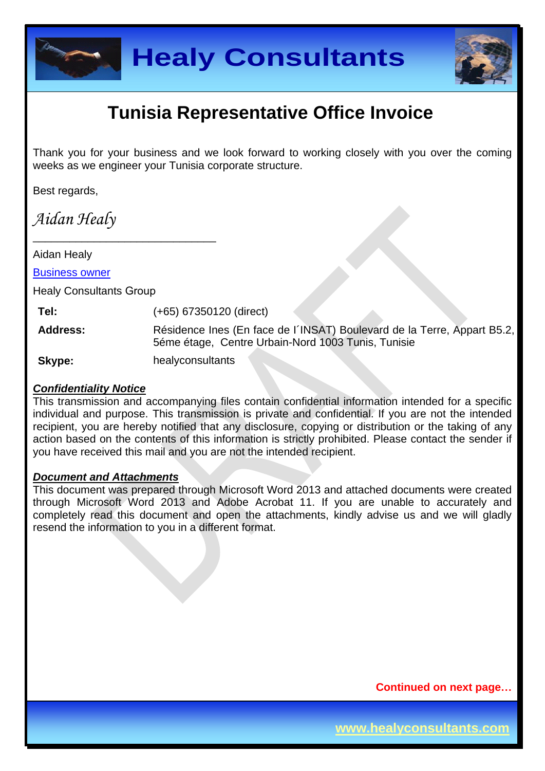# Tunisia Representative Office Invoice

Thank you for your business and we look forward to working closely with you over the coming weeks as we engineer your Tunisia corporate structure.

Best regards,

*Aidan Healy*

______________________________

Aidan Healy

Business owner

Healy Consultants Group

| | |
|---|---|
| **Tel:** | (+65) 67350120 (direct) |
| **Address:** | Résidence Ines (En face de l´INSAT) Boulevard de la Terre, Appart B5.2, 5éme étage, Centre Urbain-Nord 1003 Tunis, Tunisie |
| **Skype:** | healyconsultants |

***Confidentiality Notice***

This transmission and accompanying files contain confidential information intended for a specific individual and purpose. This transmission is private and confidential. If you are not the intended recipient, you are hereby notified that any disclosure, copying or distribution or the taking of any action based on the contents of this information is strictly prohibited. Please contact the sender if you have received this mail and you are not the intended recipient.

***Document and Attachments***

This document was prepared through Microsoft Word 2013 and attached documents were created through Microsoft Word 2013 and Adobe Acrobat 11. If you are unable to accurately and completely read this document and open the attachments, kindly advise us and we will gladly resend the information to you in a different format.

**Continued on next page…**